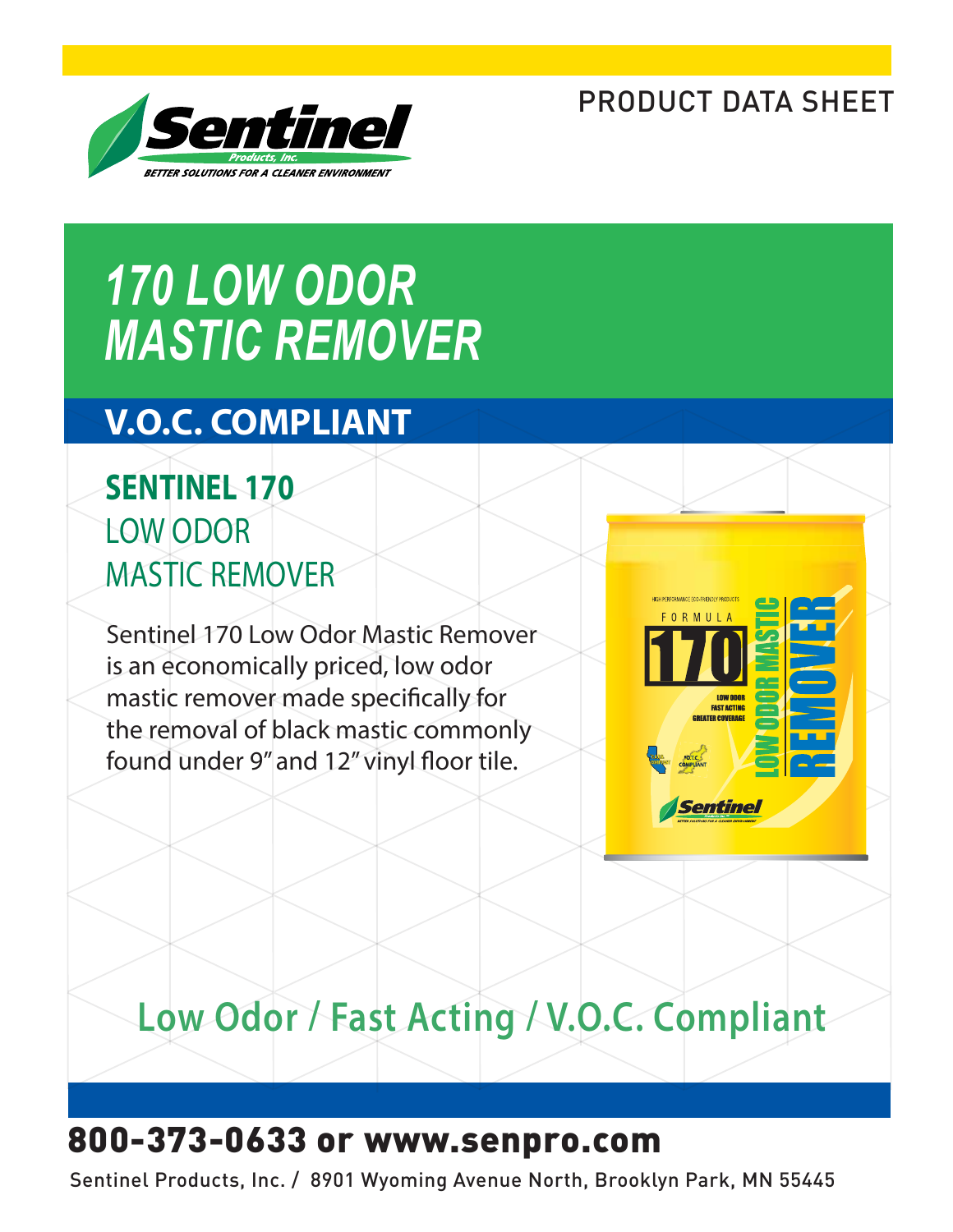PRODUCT DATA SHEET

# 170 LOW ODOR MASTIC REMOVER

## V.O.C. COMPLIANT

### SENTINEL 170
LOW ODOR
MASTIC REMOVER

Sentinel 170 Low Odor Mastic Remover is an economically priced, low odor mastic remover made specifically for the removal of black mastic commonly found under 9" and 12" vinyl floor tile.

## Low Odor / Fast Acting / V.O.C. Compliant

**800-373-0633 or www.senpro.com**

Sentinel Products, Inc. / 8901 Wyoming Avenue North, Brooklyn Park, MN 55445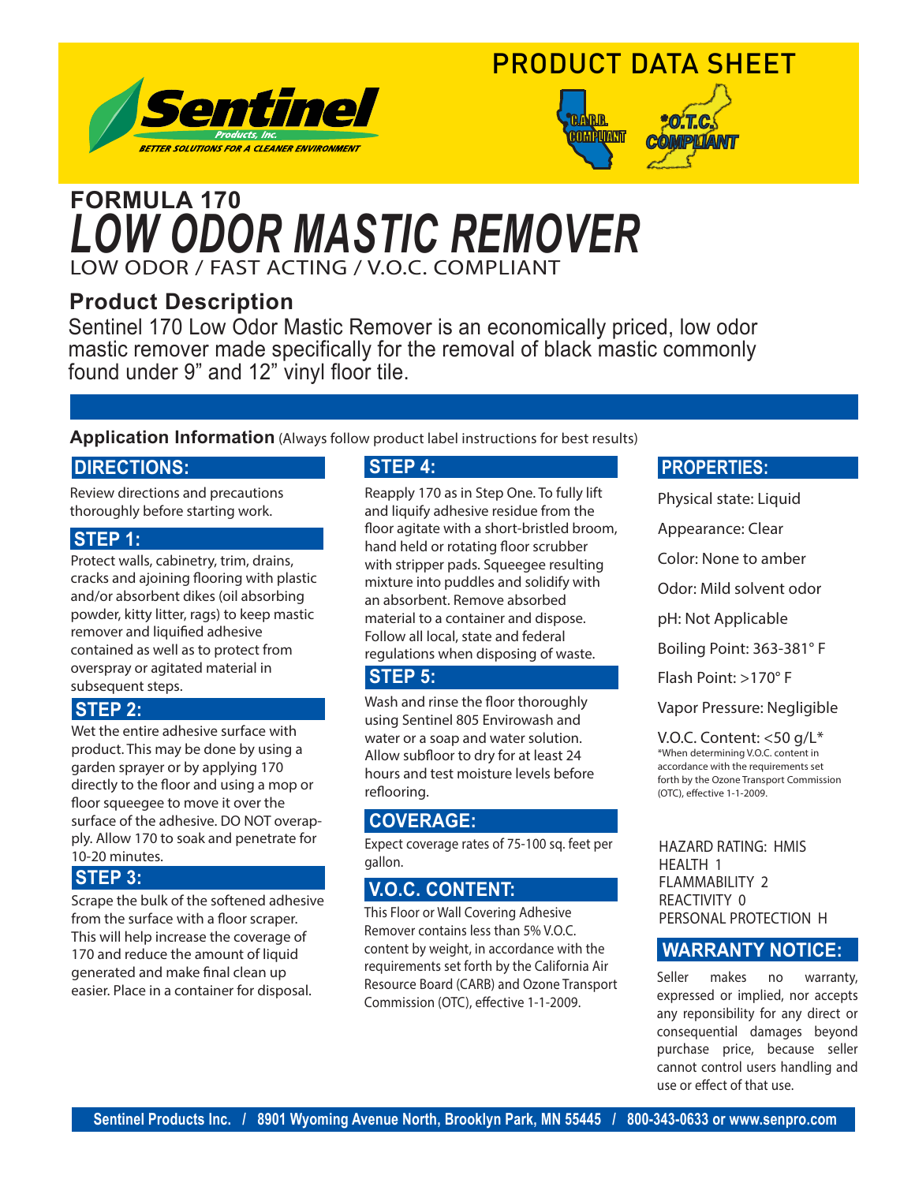PRODUCT DATA SHEET

Sentinel Products, Inc. — BETTER SOLUTIONS FOR A CLEANER ENVIRONMENT

C.A.R.B. COMPLIANT

*O.T.C. COMPLIANT

# FORMULA 170
# *LOW ODOR MASTIC REMOVER*

LOW ODOR / FAST ACTING / V.O.C. COMPLIANT

## Product Description

Sentinel 170 Low Odor Mastic Remover is an economically priced, low odor mastic remover made specifically for the removal of black mastic commonly found under 9" and 12" vinyl floor tile.

## Application Information (Always follow product label instructions for best results)

### DIRECTIONS:

Review directions and precautions thoroughly before starting work.

### STEP 1:

Protect walls, cabinetry, trim, drains, cracks and ajoining flooring with plastic and/or absorbent dikes (oil absorbing powder, kitty litter, rags) to keep mastic remover and liquified adhesive contained as well as to protect from overspray or agitated material in subsequent steps.

### STEP 2:

Wet the entire adhesive surface with product. This may be done by using a garden sprayer or by applying 170 directly to the floor and using a mop or floor squeegee to move it over the surface of the adhesive. DO NOT overap-ply. Allow 170 to soak and penetrate for 10-20 minutes.

### STEP 3:

Scrape the bulk of the softened adhesive from the surface with a floor scraper. This will help increase the coverage of 170 and reduce the amount of liquid generated and make final clean up easier. Place in a container for disposal.

### STEP 4:

Reapply 170 as in Step One. To fully lift and liquify adhesive residue from the floor agitate with a short-bristled broom, hand held or rotating floor scrubber with stripper pads. Squeegee resulting mixture into puddles and solidify with an absorbent. Remove absorbed material to a container and dispose. Follow all local, state and federal regulations when disposing of waste.

### STEP 5:

Wash and rinse the floor thoroughly using Sentinel 805 Envirowash and water or a soap and water solution. Allow subfloor to dry for at least 24 hours and test moisture levels before reflooring.

### COVERAGE:

Expect coverage rates of 75-100 sq. feet per gallon.

### V.O.C. CONTENT:

This Floor or Wall Covering Adhesive Remover contains less than 5% V.O.C. content by weight, in accordance with the requirements set forth by the California Air Resource Board (CARB) and Ozone Transport Commission (OTC), effective 1-1-2009.

### PROPERTIES:

Physical state: Liquid

Appearance: Clear

Color: None to amber

Odor: Mild solvent odor

pH: Not Applicable

Boiling Point: 363-381° F

Flash Point: >170° F

Vapor Pressure: Negligible

V.O.C. Content: <50 g/L*

*When determining V.O.C. content in accordance with the requirements set forth by the Ozone Transport Commission (OTC), effective 1-1-2009.

HAZARD RATING: HMIS
HEALTH 1
FLAMMABILITY 2
REACTIVITY 0
PERSONAL PROTECTION H

### WARRANTY NOTICE:

Seller makes no warranty, expressed or implied, nor accepts any reponsibility for any direct or consequential damages beyond purchase price, because seller cannot control users handling and use or effect of that use.

**Sentinel Products Inc. / 8901 Wyoming Avenue North, Brooklyn Park, MN 55445 / 800-343-0633 or www.senpro.com**